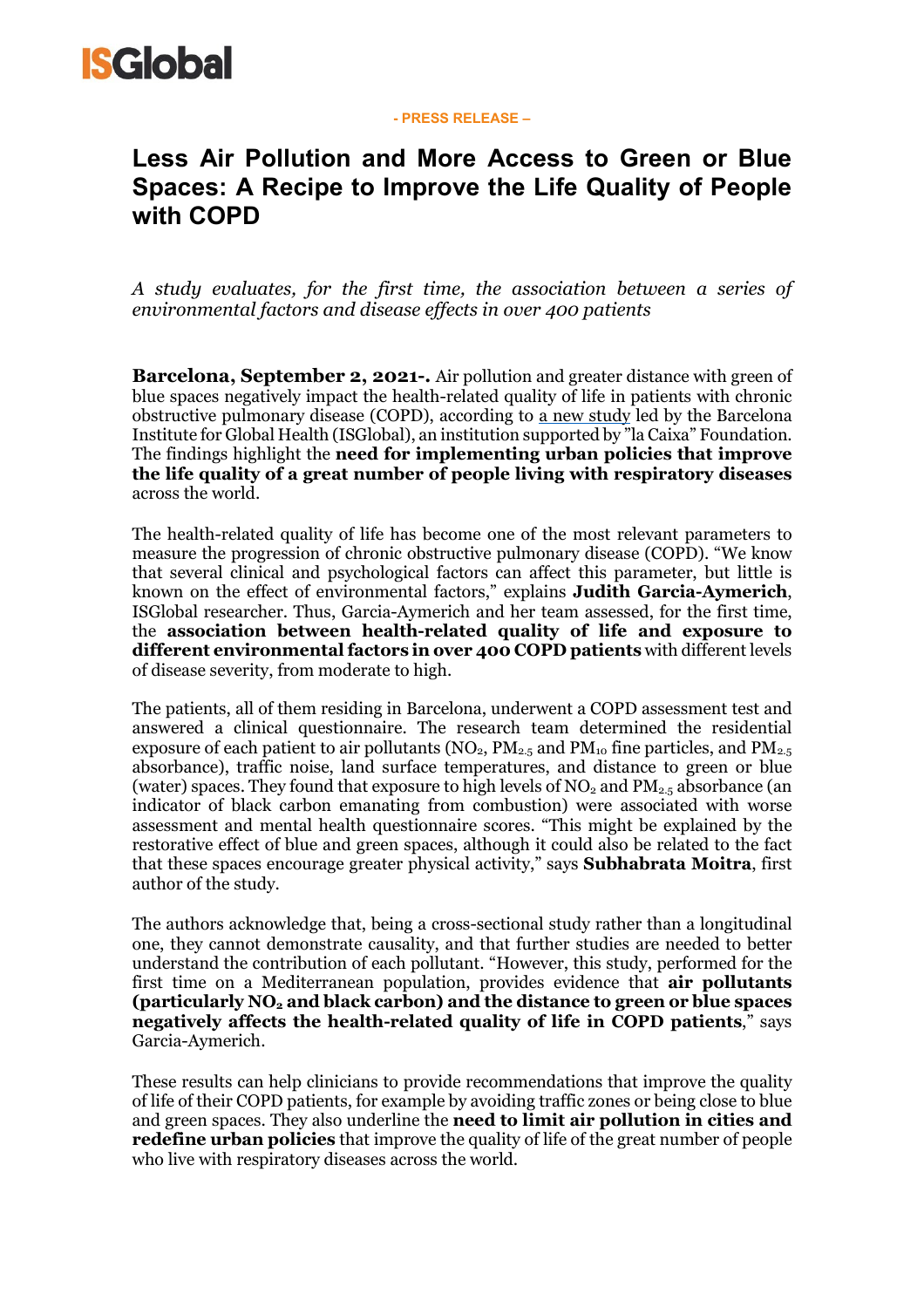ISGlobal

**- PRESS RELEASE –**

# Less Air Pollution and More Access to Green or Blue Spaces: A Recipe to Improve the Life Quality of People with COPD

*A study evaluates, for the first time, the association between a series of environmental factors and disease effects in over 400 patients*

**Barcelona, September 2, 2021-.** Air pollution and greater distance with green of blue spaces negatively impact the health-related quality of life in patients with chronic obstructive pulmonary disease (COPD), according to a new study led by the Barcelona Institute for Global Health (ISGlobal), an institution supported by "la Caixa" Foundation. The findings highlight the **need for implementing urban policies that improve the life quality of a great number of people living with respiratory diseases** across the world.

The health-related quality of life has become one of the most relevant parameters to measure the progression of chronic obstructive pulmonary disease (COPD). "We know that several clinical and psychological factors can affect this parameter, but little is known on the effect of environmental factors," explains **Judith Garcia-Aymerich**, ISGlobal researcher. Thus, Garcia-Aymerich and her team assessed, for the first time, the **association between health-related quality of life and exposure to different environmental factors in over 400 COPD patients** with different levels of disease severity, from moderate to high.

The patients, all of them residing in Barcelona, underwent a COPD assessment test and answered a clinical questionnaire. The research team determined the residential exposure of each patient to air pollutants ($NO_2$, $PM_{2.5}$ and $PM_{10}$ fine particles, and $PM_{2.5}$ absorbance), traffic noise, land surface temperatures, and distance to green or blue (water) spaces. They found that exposure to high levels of $NO_2$ and $PM_{2.5}$ absorbance (an indicator of black carbon emanating from combustion) were associated with worse assessment and mental health questionnaire scores. "This might be explained by the restorative effect of blue and green spaces, although it could also be related to the fact that these spaces encourage greater physical activity," says **Subhabrata Moitra**, first author of the study.

The authors acknowledge that, being a cross-sectional study rather than a longitudinal one, they cannot demonstrate causality, and that further studies are needed to better understand the contribution of each pollutant. "However, this study, performed for the first time on a Mediterranean population, provides evidence that **air pollutants (particularly $NO_2$ and black carbon) and the distance to green or blue spaces negatively affects the health-related quality of life in COPD patients**," says Garcia-Aymerich.

These results can help clinicians to provide recommendations that improve the quality of life of their COPD patients, for example by avoiding traffic zones or being close to blue and green spaces. They also underline the **need to limit air pollution in cities and redefine urban policies** that improve the quality of life of the great number of people who live with respiratory diseases across the world.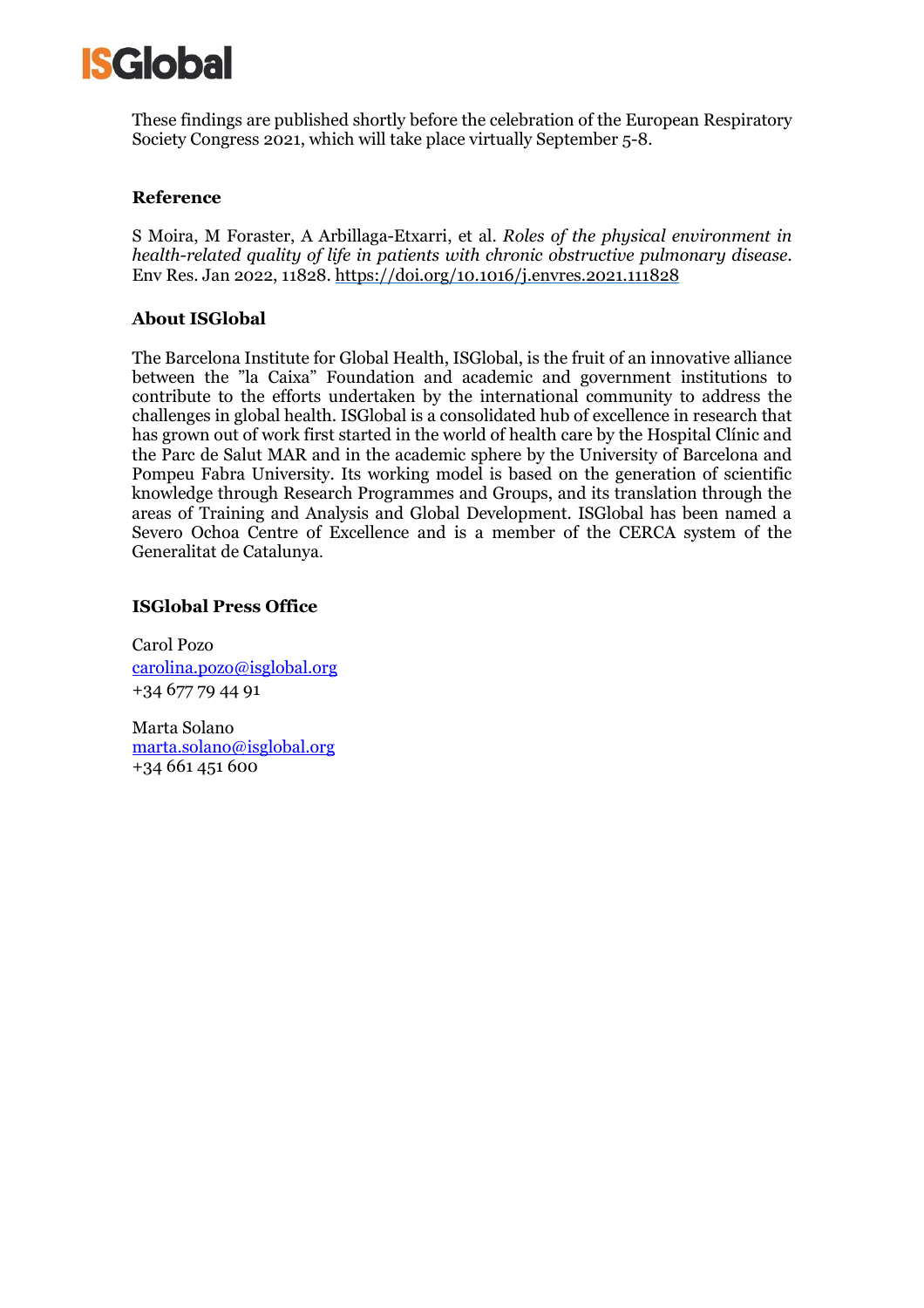These findings are published shortly before the celebration of the European Respiratory Society Congress 2021, which will take place virtually September 5-8.

### Reference

S Moira, M Foraster, A Arbillaga-Etxarri, et al. *Roles of the physical environment in health-related quality of life in patients with chronic obstructive pulmonary disease.* Env Res. Jan 2022, 11828. https://doi.org/10.1016/j.envres.2021.111828

### About ISGlobal

The Barcelona Institute for Global Health, ISGlobal, is the fruit of an innovative alliance between the "la Caixa" Foundation and academic and government institutions to contribute to the efforts undertaken by the international community to address the challenges in global health. ISGlobal is a consolidated hub of excellence in research that has grown out of work first started in the world of health care by the Hospital Clínic and the Parc de Salut MAR and in the academic sphere by the University of Barcelona and Pompeu Fabra University. Its working model is based on the generation of scientific knowledge through Research Programmes and Groups, and its translation through the areas of Training and Analysis and Global Development. ISGlobal has been named a Severo Ochoa Centre of Excellence and is a member of the CERCA system of the Generalitat de Catalunya.

### ISGlobal Press Office

Carol Pozo
carolina.pozo@isglobal.org
+34 677 79 44 91

Marta Solano
marta.solano@isglobal.org
+34 661 451 600